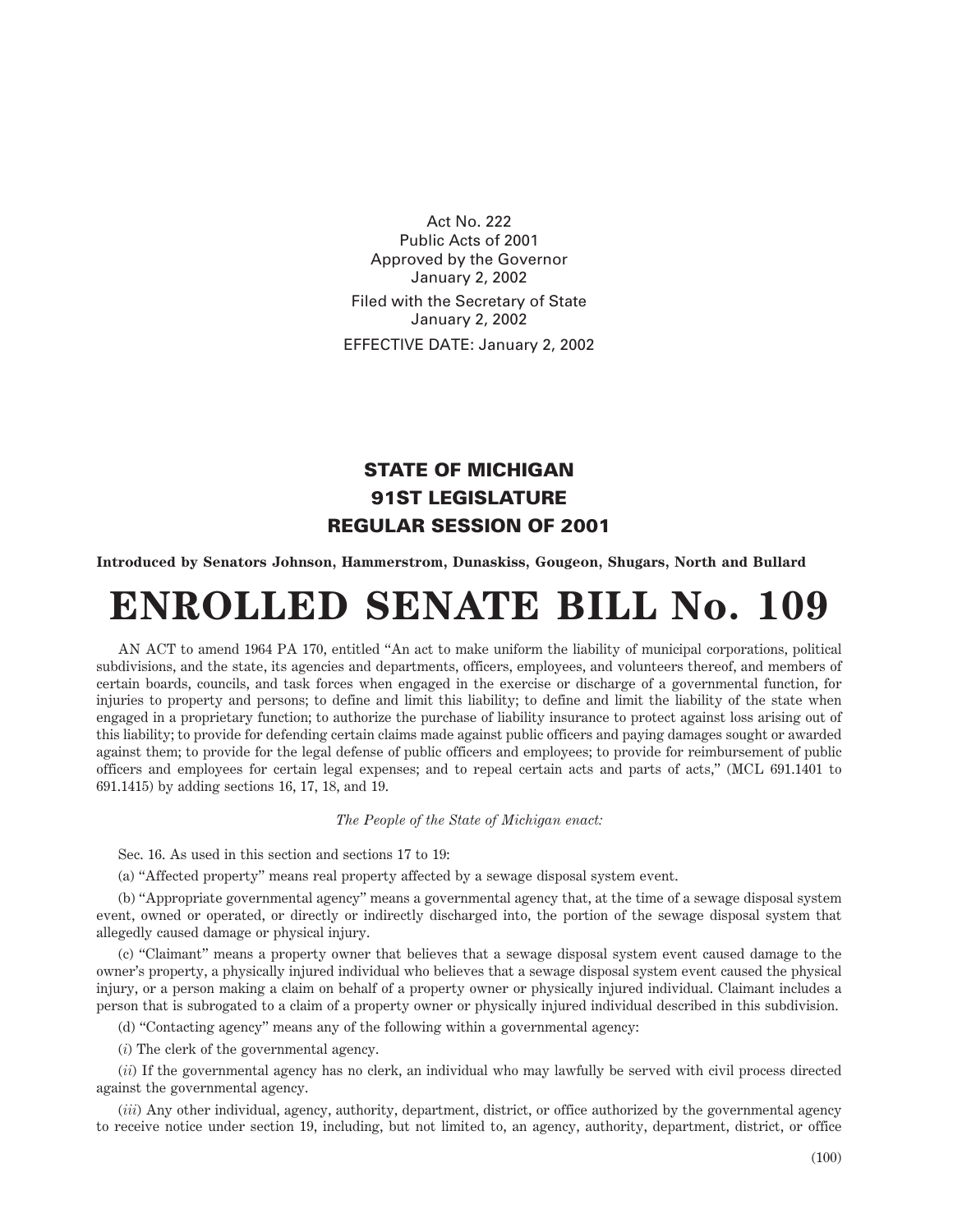Act No. 222
Public Acts of 2001
Approved by the Governor
January 2, 2002

Filed with the Secretary of State
January 2, 2002

EFFECTIVE DATE: January 2, 2002

## STATE OF MICHIGAN
## 91ST LEGISLATURE
## REGULAR SESSION OF 2001

**Introduced by Senators Johnson, Hammerstrom, Dunaskiss, Gougeon, Shugars, North and Bullard**

# ENROLLED SENATE BILL No. 109

AN ACT to amend 1964 PA 170, entitled "An act to make uniform the liability of municipal corporations, political subdivisions, and the state, its agencies and departments, officers, employees, and volunteers thereof, and members of certain boards, councils, and task forces when engaged in the exercise or discharge of a governmental function, for injuries to property and persons; to define and limit this liability; to define and limit the liability of the state when engaged in a proprietary function; to authorize the purchase of liability insurance to protect against loss arising out of this liability; to provide for defending certain claims made against public officers and paying damages sought or awarded against them; to provide for the legal defense of public officers and employees; to provide for reimbursement of public officers and employees for certain legal expenses; and to repeal certain acts and parts of acts," (MCL 691.1401 to 691.1415) by adding sections 16, 17, 18, and 19.

*The People of the State of Michigan enact:*

Sec. 16. As used in this section and sections 17 to 19:

(a) "Affected property" means real property affected by a sewage disposal system event.

(b) "Appropriate governmental agency" means a governmental agency that, at the time of a sewage disposal system event, owned or operated, or directly or indirectly discharged into, the portion of the sewage disposal system that allegedly caused damage or physical injury.

(c) "Claimant" means a property owner that believes that a sewage disposal system event caused damage to the owner's property, a physically injured individual who believes that a sewage disposal system event caused the physical injury, or a person making a claim on behalf of a property owner or physically injured individual. Claimant includes a person that is subrogated to a claim of a property owner or physically injured individual described in this subdivision.

(d) "Contacting agency" means any of the following within a governmental agency:

(*i*) The clerk of the governmental agency.

(*ii*) If the governmental agency has no clerk, an individual who may lawfully be served with civil process directed against the governmental agency.

(*iii*) Any other individual, agency, authority, department, district, or office authorized by the governmental agency to receive notice under section 19, including, but not limited to, an agency, authority, department, district, or office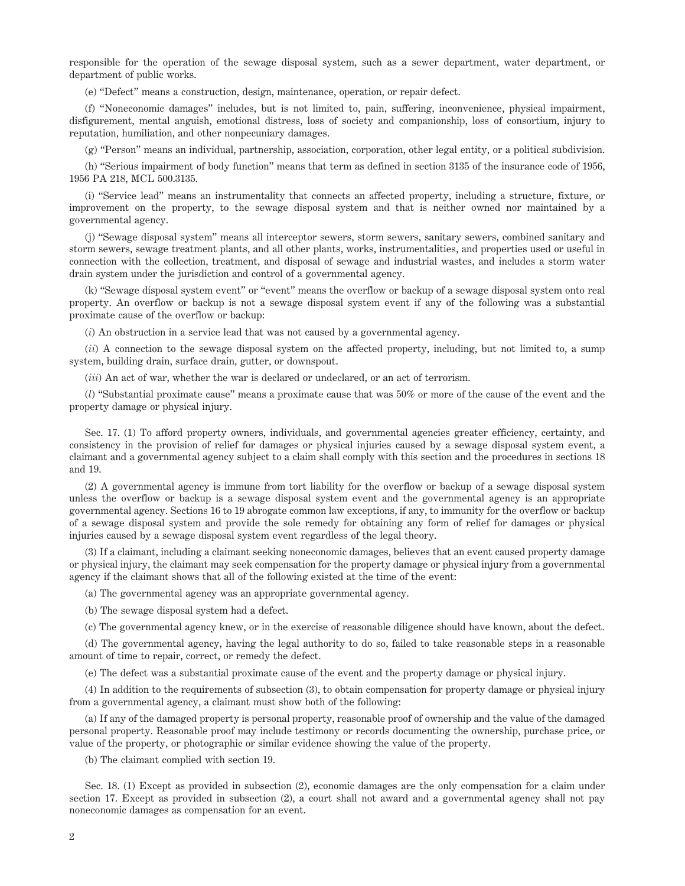responsible for the operation of the sewage disposal system, such as a sewer department, water department, or department of public works.

(e) "Defect" means a construction, design, maintenance, operation, or repair defect.

(f) "Noneconomic damages" includes, but is not limited to, pain, suffering, inconvenience, physical impairment, disfigurement, mental anguish, emotional distress, loss of society and companionship, loss of consortium, injury to reputation, humiliation, and other nonpecuniary damages.

(g) "Person" means an individual, partnership, association, corporation, other legal entity, or a political subdivision.

(h) "Serious impairment of body function" means that term as defined in section 3135 of the insurance code of 1956, 1956 PA 218, MCL 500.3135.

(i) "Service lead" means an instrumentality that connects an affected property, including a structure, fixture, or improvement on the property, to the sewage disposal system and that is neither owned nor maintained by a governmental agency.

(j) "Sewage disposal system" means all interceptor sewers, storm sewers, sanitary sewers, combined sanitary and storm sewers, sewage treatment plants, and all other plants, works, instrumentalities, and properties used or useful in connection with the collection, treatment, and disposal of sewage and industrial wastes, and includes a storm water drain system under the jurisdiction and control of a governmental agency.

(k) "Sewage disposal system event" or "event" means the overflow or backup of a sewage disposal system onto real property. An overflow or backup is not a sewage disposal system event if any of the following was a substantial proximate cause of the overflow or backup:

(*i*) An obstruction in a service lead that was not caused by a governmental agency.

(*ii*) A connection to the sewage disposal system on the affected property, including, but not limited to, a sump system, building drain, surface drain, gutter, or downspout.

(*iii*) An act of war, whether the war is declared or undeclared, or an act of terrorism.

(*l*) "Substantial proximate cause" means a proximate cause that was 50% or more of the cause of the event and the property damage or physical injury.

Sec. 17. (1) To afford property owners, individuals, and governmental agencies greater efficiency, certainty, and consistency in the provision of relief for damages or physical injuries caused by a sewage disposal system event, a claimant and a governmental agency subject to a claim shall comply with this section and the procedures in sections 18 and 19.

(2) A governmental agency is immune from tort liability for the overflow or backup of a sewage disposal system unless the overflow or backup is a sewage disposal system event and the governmental agency is an appropriate governmental agency. Sections 16 to 19 abrogate common law exceptions, if any, to immunity for the overflow or backup of a sewage disposal system and provide the sole remedy for obtaining any form of relief for damages or physical injuries caused by a sewage disposal system event regardless of the legal theory.

(3) If a claimant, including a claimant seeking noneconomic damages, believes that an event caused property damage or physical injury, the claimant may seek compensation for the property damage or physical injury from a governmental agency if the claimant shows that all of the following existed at the time of the event:

(a) The governmental agency was an appropriate governmental agency.

(b) The sewage disposal system had a defect.

(c) The governmental agency knew, or in the exercise of reasonable diligence should have known, about the defect.

(d) The governmental agency, having the legal authority to do so, failed to take reasonable steps in a reasonable amount of time to repair, correct, or remedy the defect.

(e) The defect was a substantial proximate cause of the event and the property damage or physical injury.

(4) In addition to the requirements of subsection (3), to obtain compensation for property damage or physical injury from a governmental agency, a claimant must show both of the following:

(a) If any of the damaged property is personal property, reasonable proof of ownership and the value of the damaged personal property. Reasonable proof may include testimony or records documenting the ownership, purchase price, or value of the property, or photographic or similar evidence showing the value of the property.

(b) The claimant complied with section 19.

Sec. 18. (1) Except as provided in subsection (2), economic damages are the only compensation for a claim under section 17. Except as provided in subsection (2), a court shall not award and a governmental agency shall not pay noneconomic damages as compensation for an event.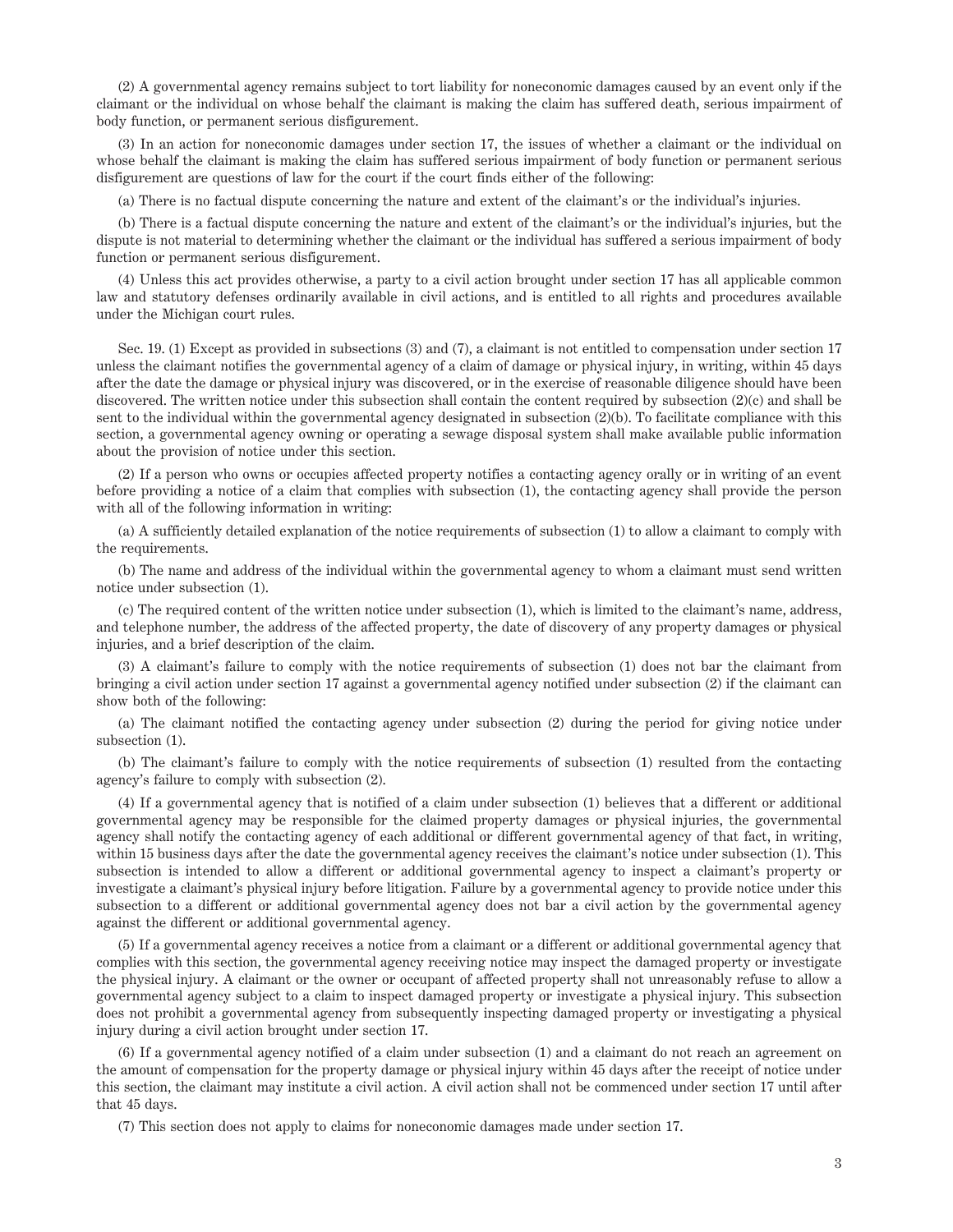(2) A governmental agency remains subject to tort liability for noneconomic damages caused by an event only if the claimant or the individual on whose behalf the claimant is making the claim has suffered death, serious impairment of body function, or permanent serious disfigurement.

(3) In an action for noneconomic damages under section 17, the issues of whether a claimant or the individual on whose behalf the claimant is making the claim has suffered serious impairment of body function or permanent serious disfigurement are questions of law for the court if the court finds either of the following:

(a) There is no factual dispute concerning the nature and extent of the claimant's or the individual's injuries.

(b) There is a factual dispute concerning the nature and extent of the claimant's or the individual's injuries, but the dispute is not material to determining whether the claimant or the individual has suffered a serious impairment of body function or permanent serious disfigurement.

(4) Unless this act provides otherwise, a party to a civil action brought under section 17 has all applicable common law and statutory defenses ordinarily available in civil actions, and is entitled to all rights and procedures available under the Michigan court rules.

Sec. 19. (1) Except as provided in subsections (3) and (7), a claimant is not entitled to compensation under section 17 unless the claimant notifies the governmental agency of a claim of damage or physical injury, in writing, within 45 days after the date the damage or physical injury was discovered, or in the exercise of reasonable diligence should have been discovered. The written notice under this subsection shall contain the content required by subsection (2)(c) and shall be sent to the individual within the governmental agency designated in subsection (2)(b). To facilitate compliance with this section, a governmental agency owning or operating a sewage disposal system shall make available public information about the provision of notice under this section.

(2) If a person who owns or occupies affected property notifies a contacting agency orally or in writing of an event before providing a notice of a claim that complies with subsection (1), the contacting agency shall provide the person with all of the following information in writing:

(a) A sufficiently detailed explanation of the notice requirements of subsection (1) to allow a claimant to comply with the requirements.

(b) The name and address of the individual within the governmental agency to whom a claimant must send written notice under subsection (1).

(c) The required content of the written notice under subsection (1), which is limited to the claimant's name, address, and telephone number, the address of the affected property, the date of discovery of any property damages or physical injuries, and a brief description of the claim.

(3) A claimant's failure to comply with the notice requirements of subsection (1) does not bar the claimant from bringing a civil action under section 17 against a governmental agency notified under subsection (2) if the claimant can show both of the following:

(a) The claimant notified the contacting agency under subsection (2) during the period for giving notice under subsection (1).

(b) The claimant's failure to comply with the notice requirements of subsection (1) resulted from the contacting agency's failure to comply with subsection (2).

(4) If a governmental agency that is notified of a claim under subsection (1) believes that a different or additional governmental agency may be responsible for the claimed property damages or physical injuries, the governmental agency shall notify the contacting agency of each additional or different governmental agency of that fact, in writing, within 15 business days after the date the governmental agency receives the claimant's notice under subsection (1). This subsection is intended to allow a different or additional governmental agency to inspect a claimant's property or investigate a claimant's physical injury before litigation. Failure by a governmental agency to provide notice under this subsection to a different or additional governmental agency does not bar a civil action by the governmental agency against the different or additional governmental agency.

(5) If a governmental agency receives a notice from a claimant or a different or additional governmental agency that complies with this section, the governmental agency receiving notice may inspect the damaged property or investigate the physical injury. A claimant or the owner or occupant of affected property shall not unreasonably refuse to allow a governmental agency subject to a claim to inspect damaged property or investigate a physical injury. This subsection does not prohibit a governmental agency from subsequently inspecting damaged property or investigating a physical injury during a civil action brought under section 17.

(6) If a governmental agency notified of a claim under subsection (1) and a claimant do not reach an agreement on the amount of compensation for the property damage or physical injury within 45 days after the receipt of notice under this section, the claimant may institute a civil action. A civil action shall not be commenced under section 17 until after that 45 days.

(7) This section does not apply to claims for noneconomic damages made under section 17.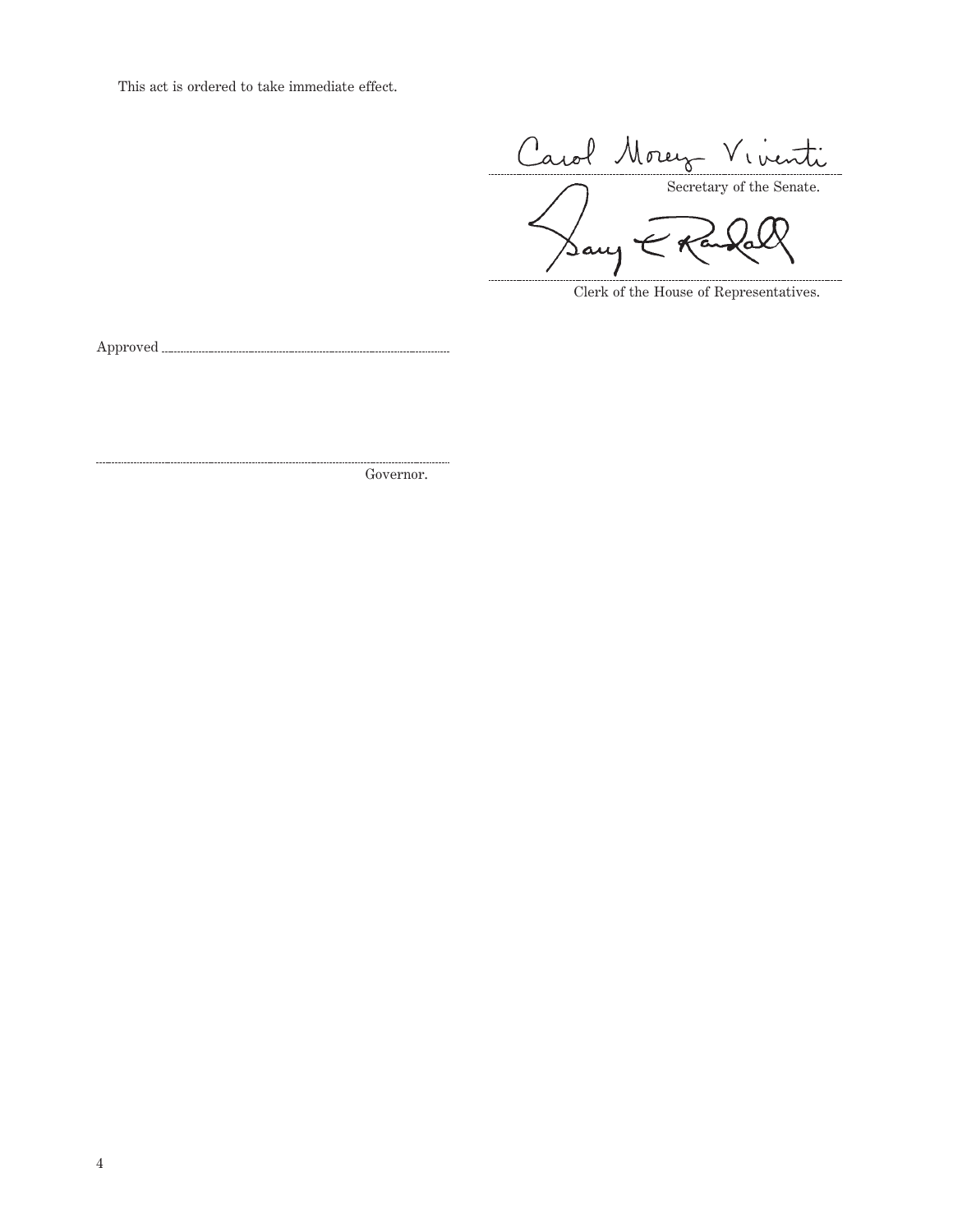This act is ordered to take immediate effect.

Carol Morey Viventi

Secretary of the Senate.

Gary L Randall

Clerk of the House of Representatives.

Approved ..............................................

..............................................

Governor.